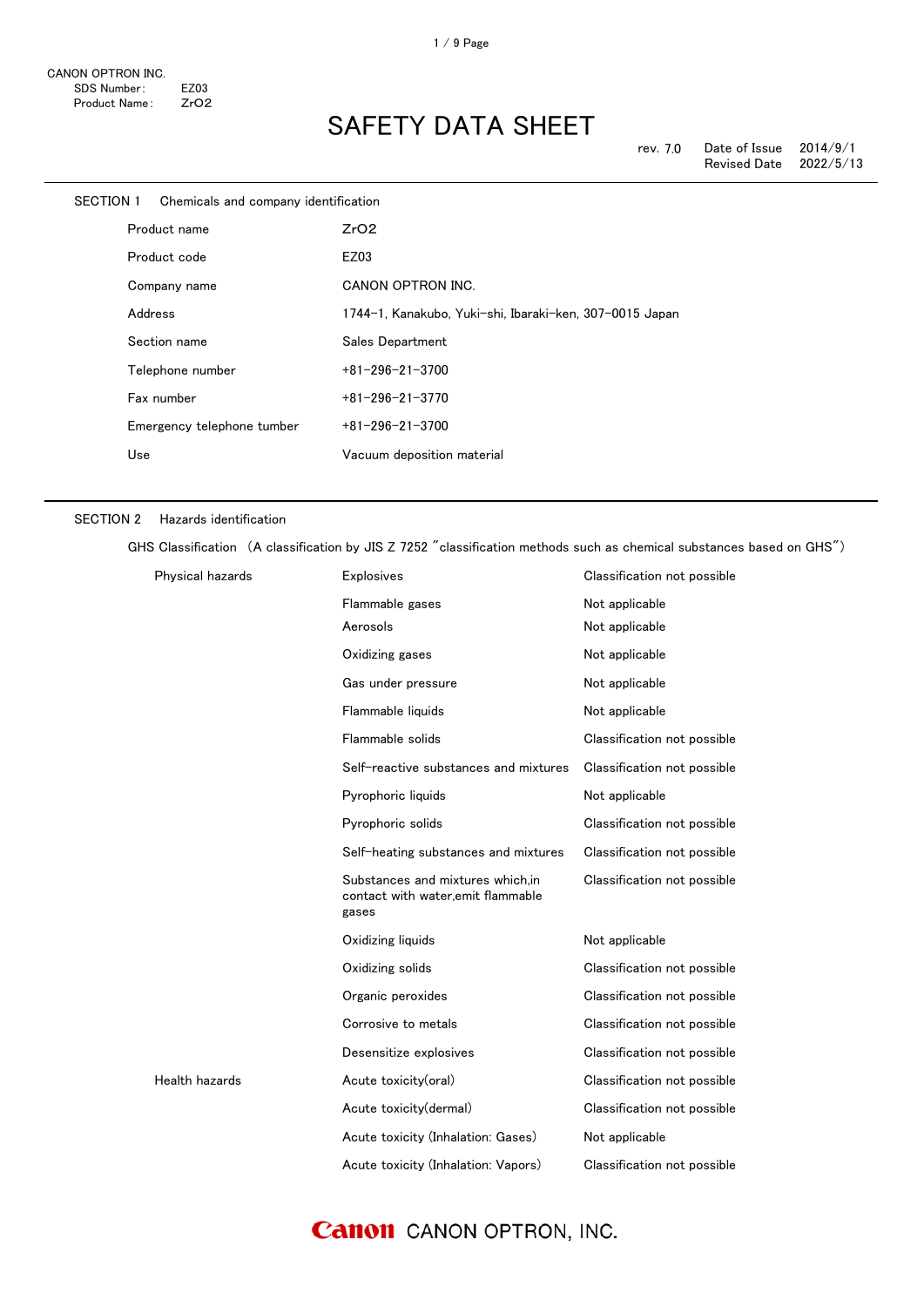CANON OPTRON INC.
SDS Number: EZ03
Product Name: $ZrO_2$

# SAFETY DATA SHEET

rev. 7.0 Date of Issue 2014/9/1
Revised Date 2022/5/13

## SECTION 1 Chemicals and company identification

| | |
|---|---|
| Product name | $ZrO_2$ |
| Product code | EZ03 |
| Company name | CANON OPTRON INC. |
| Address | 1744-1, Kanakubo, Yuki-shi, Ibaraki-ken, 307-0015 Japan |
| Section name | Sales Department |
| Telephone number | +81-296-21-3700 |
| Fax number | +81-296-21-3770 |
| Emergency telephone tumber | +81-296-21-3700 |
| Use | Vacuum deposition material |

## SECTION 2 Hazards identification

GHS Classification (A classification by JIS Z 7252 "classification methods such as chemical substances based on GHS")

| | | |
|---|---|---|
| Physical hazards | Explosives | Classification not possible |
| | Flammable gases | Not applicable |
| | Aerosols | Not applicable |
| | Oxidizing gases | Not applicable |
| | Gas under pressure | Not applicable |
| | Flammable liquids | Not applicable |
| | Flammable solids | Classification not possible |
| | Self-reactive substances and mixtures | Classification not possible |
| | Pyrophoric liquids | Not applicable |
| | Pyrophoric solids | Classification not possible |
| | Self-heating substances and mixtures | Classification not possible |
| | Substances and mixtures which,in contact with water,emit flammable gases | Classification not possible |
| | Oxidizing liquids | Not applicable |
| | Oxidizing solids | Classification not possible |
| | Organic peroxides | Classification not possible |
| | Corrosive to metals | Classification not possible |
| | Desensitize explosives | Classification not possible |
| Health hazards | Acute toxicity(oral) | Classification not possible |
| | Acute toxicity(dermal) | Classification not possible |
| | Acute toxicity (Inhalation: Gases) | Not applicable |
| | Acute toxicity (Inhalation: Vapors) | Classification not possible |

Canon CANON OPTRON, INC.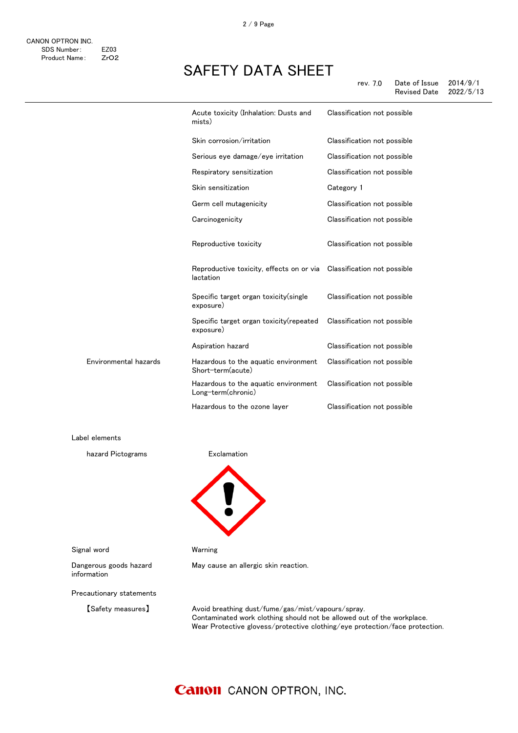| | | |
|---|---|---|
| | Acute toxicity (Inhalation: Dusts and mists) | Classification not possible |
| | Skin corrosion/irritation | Classification not possible |
| | Serious eye damage/eye irritation | Classification not possible |
| | Respiratory sensitization | Classification not possible |
| | Skin sensitization | Category 1 |
| | Germ cell mutagenicity | Classification not possible |
| | Carcinogenicity | Classification not possible |
| | Reproductive toxicity | Classification not possible |
| | Reproductive toxicity, effects on or via lactation | Classification not possible |
| | Specific target organ toxicity(single exposure) | Classification not possible |
| | Specific target organ toxicity(repeated exposure) | Classification not possible |
| | Aspiration hazard | Classification not possible |
| Environmental hazards | Hazardous to the aquatic environment Short-term(acute) | Classification not possible |
| | Hazardous to the aquatic environment Long-term(chronic) | Classification not possible |
| | Hazardous to the ozone layer | Classification not possible |

Label elements

hazard Pictograms — Exclamation

Signal word: Warning

Dangerous goods hazard information: May cause an allergic skin reaction.

Precautionary statements

【Safety measures】

Avoid breathing dust/fume/gas/mist/vapours/spray.
Contaminated work clothing should not be allowed out of the workplace.
Wear Protective glovess/protective clothing/eye protection/face protection.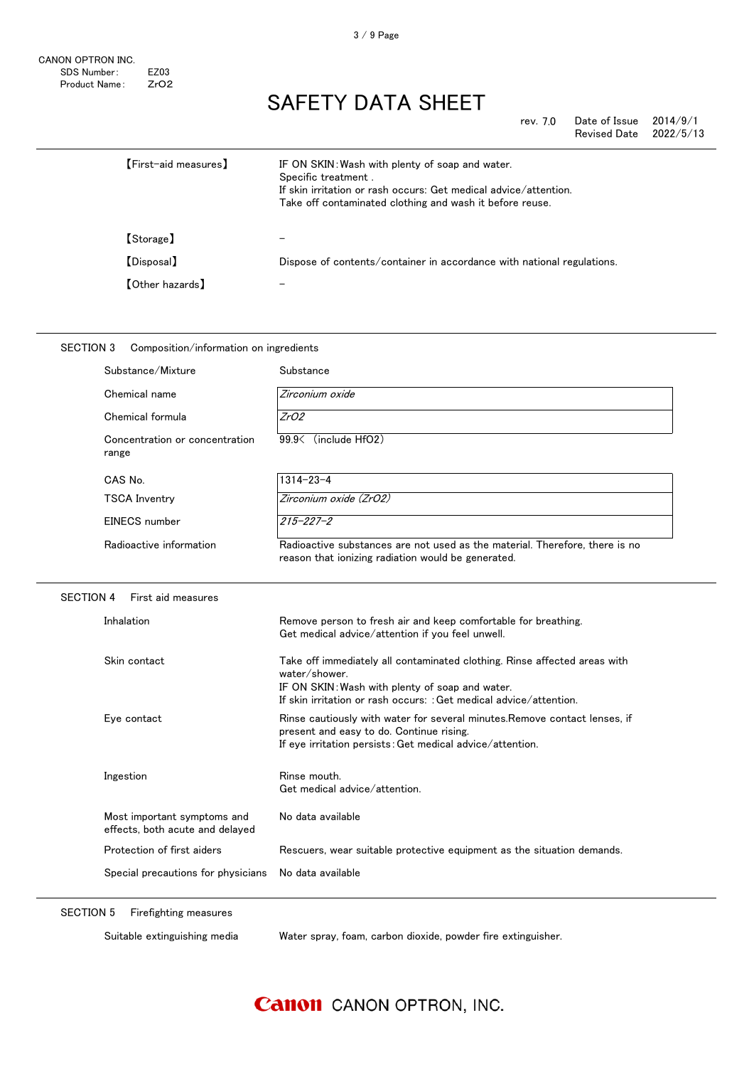| | |
|---|---|
| 【First-aid measures】 | IF ON SKIN:Wash with plenty of soap and water.<br>Specific treatment .<br>If skin irritation or rash occurs: Get medical advice/attention.<br>Take off contaminated clothing and wash it before reuse. |
| 【Storage】 | – |
| 【Disposal】 | Dispose of contents/container in accordance with national regulations. |
| 【Other hazards】 | – |

## SECTION 3 Composition/information on ingredients

| | |
|---|---|
| Substance/Mixture | Substance |
| Chemical name | *Zirconium oxide* |
| Chemical formula | *$ZrO_2$* |
| Concentration or concentration range | 99.9< (include $HfO_2$) |
| CAS No. | 1314-23-4 |
| TSCA Inventry | *Zirconium oxide ($ZrO_2$)* |
| EINECS number | *215-227-2* |
| Radioactive information | Radioactive substances are not used as the material. Therefore, there is no reason that ionizing radiation would be generated. |

## SECTION 4 First aid measures

| | |
|---|---|
| Inhalation | Remove person to fresh air and keep comfortable for breathing.<br>Get medical advice/attention if you feel unwell. |
| Skin contact | Take off immediately all contaminated clothing. Rinse affected areas with water/shower.<br>IF ON SKIN:Wash with plenty of soap and water.<br>If skin irritation or rash occurs: :Get medical advice/attention. |
| Eye contact | Rinse cautiously with water for several minutes.Remove contact lenses, if present and easy to do. Continue rising.<br>If eye irritation persists:Get medical advice/attention. |
| Ingestion | Rinse mouth.<br>Get medical advice/attention. |
| Most important symptoms and effects, both acute and delayed | No data available |
| Protection of first aiders | Rescuers, wear suitable protective equipment as the situation demands. |
| Special precautions for physicians | No data available |

## SECTION 5 Firefighting measures

| | |
|---|---|
| Suitable extinguishing media | Water spray, foam, carbon dioxide, powder fire extinguisher. |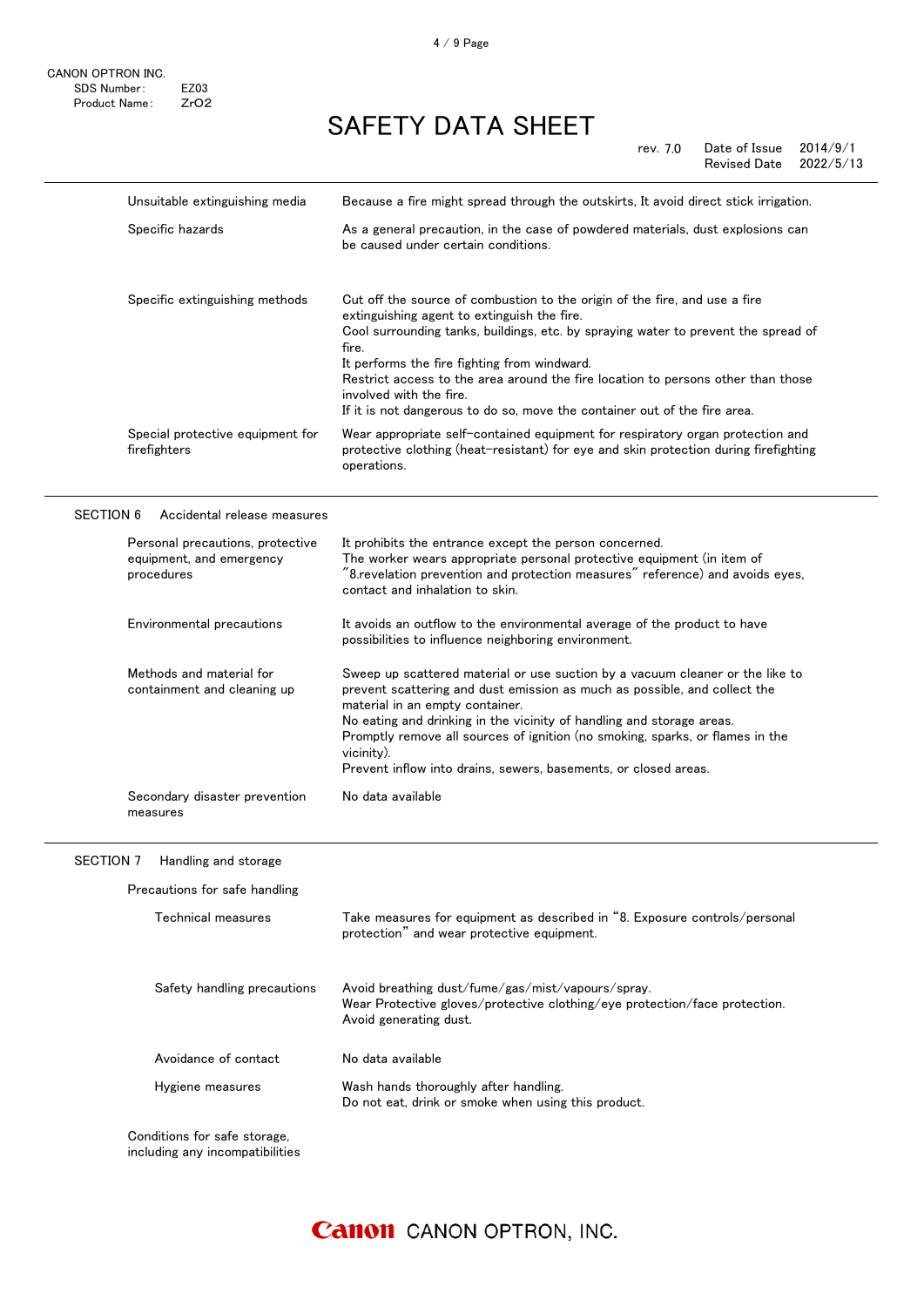| | |
|---|---|
| Unsuitable extinguishing media | Because a fire might spread through the outskirts, It avoid direct stick irrigation. |
| Specific hazards | As a general precaution, in the case of powdered materials, dust explosions can be caused under certain conditions. |
| Specific extinguishing methods | Cut off the source of combustion to the origin of the fire, and use a fire extinguishing agent to extinguish the fire.<br>Cool surrounding tanks, buildings, etc. by spraying water to prevent the spread of fire.<br>It performs the fire fighting from windward.<br>Restrict access to the area around the fire location to persons other than those involved with the fire.<br>If it is not dangerous to do so, move the container out of the fire area. |
| Special protective equipment for firefighters | Wear appropriate self-contained equipment for respiratory organ protection and protective clothing (heat-resistant) for eye and skin protection during firefighting operations. |

## SECTION 6 Accidental release measures

| | |
|---|---|
| Personal precautions, protective equipment, and emergency procedures | It prohibits the entrance except the person concerned.<br>The worker wears appropriate personal protective equipment (in item of "8.revelation prevention and protection measures" reference) and avoids eyes, contact and inhalation to skin. |
| Environmental precautions | It avoids an outflow to the environmental average of the product to have possibilities to influence neighboring environment. |
| Methods and material for containment and cleaning up | Sweep up scattered material or use suction by a vacuum cleaner or the like to prevent scattering and dust emission as much as possible, and collect the material in an empty container.<br>No eating and drinking in the vicinity of handling and storage areas.<br>Promptly remove all sources of ignition (no smoking, sparks, or flames in the vicinity).<br>Prevent inflow into drains, sewers, basements, or closed areas. |
| Secondary disaster prevention measures | No data available |

## SECTION 7 Handling and storage

Precautions for safe handling

| | |
|---|---|
| Technical measures | Take measures for equipment as described in "8. Exposure controls/personal protection" and wear protective equipment. |
| Safety handling precautions | Avoid breathing dust/fume/gas/mist/vapours/spray.<br>Wear Protective gloves/protective clothing/eye protection/face protection.<br>Avoid generating dust. |
| Avoidance of contact | No data available |
| Hygiene measures | Wash hands thoroughly after handling.<br>Do not eat, drink or smoke when using this product. |

Conditions for safe storage, including any incompatibilities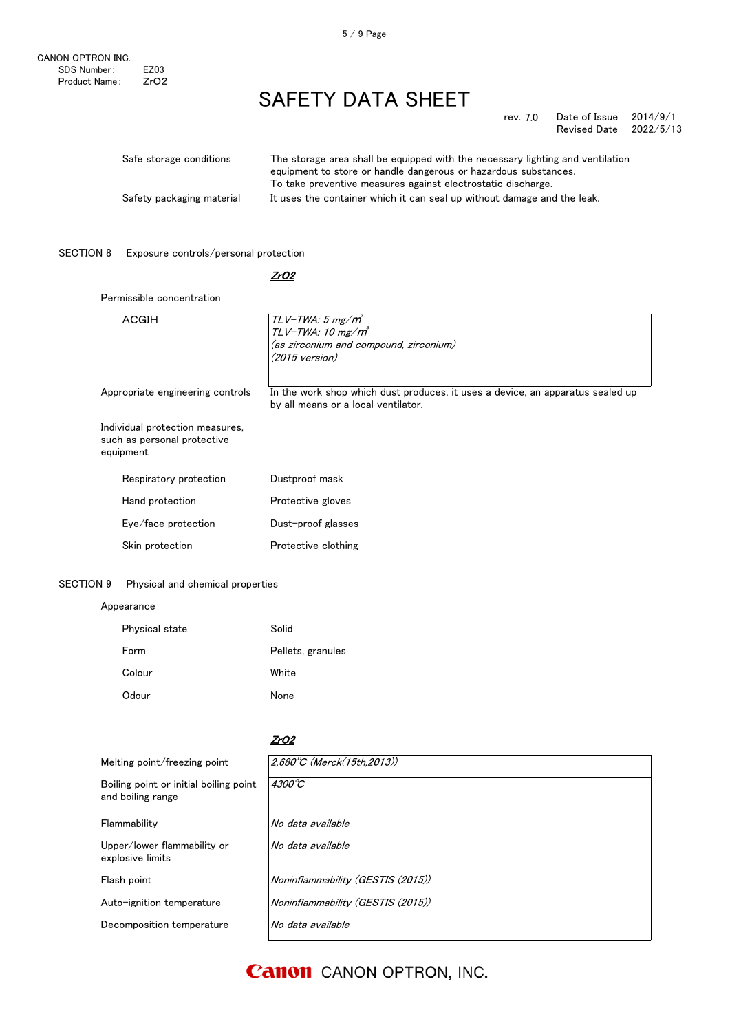| | |
|---|---|
| Safe storage conditions | The storage area shall be equipped with the necessary lighting and ventilation equipment to store or handle dangerous or hazardous substances. To take preventive measures against electrostatic discharge. |
| Safety packaging material | It uses the container which it can seal up without damage and the leak. |

## SECTION 8 Exposure controls/personal protection

***ZrO2***

Permissible concentration

| | |
|---|---|
| ACGIH | *TLV-TWA: 5 mg/m³*<br>*TLV-TWA: 10 mg/m³*<br>*(as zirconium and compound, zirconium)*<br>*(2015 version)* |

| | |
|---|---|
| Appropriate engineering controls | In the work shop which dust produces, it uses a device, an apparatus sealed up by all means or a local ventilator. |

Individual protection measures, such as personal protective equipment

| | |
|---|---|
| Respiratory protection | Dustproof mask |
| Hand protection | Protective gloves |
| Eye/face protection | Dust-proof glasses |
| Skin protection | Protective clothing |

## SECTION 9 Physical and chemical properties

Appearance

| | |
|---|---|
| Physical state | Solid |
| Form | Pellets, granules |
| Colour | White |
| Odour | None |

***ZrO2***

| | |
|---|---|
| Melting point/freezing point | *2,680℃ (Merck(15th,2013))* |
| Boiling point or initial boiling point and boiling range | *4300℃* |
| Flammability | *No data available* |
| Upper/lower flammability or explosive limits | *No data available* |
| Flash point | *Noninflammability (GESTIS (2015))* |
| Auto-ignition temperature | *Noninflammability (GESTIS (2015))* |
| Decomposition temperature | *No data available* |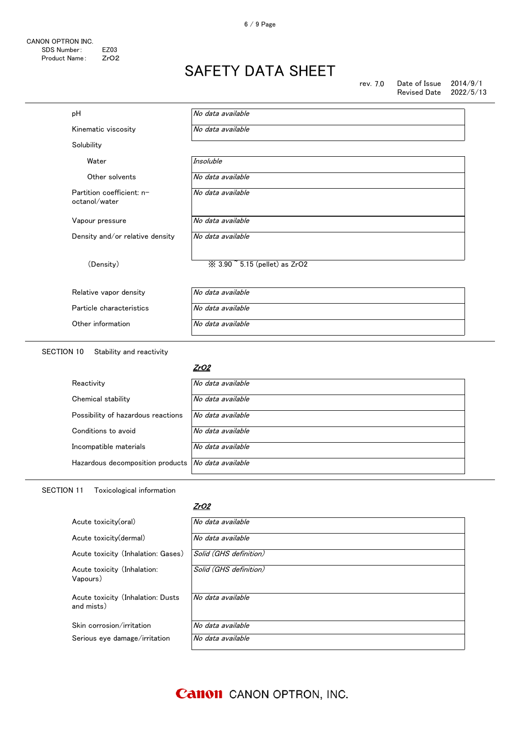CANON OPTRON INC.
SDS Number: EZ03
Product Name: $ZrO_2$

# SAFETY DATA SHEET

rev. 7.0 Date of Issue 2014/9/1
Revised Date 2022/5/13

| | |
|---|---|
| pH | *No data available* |
| Kinematic viscosity | *No data available* |
| Solubility | |
| Water | *Insoluble* |
| Other solvents | *No data available* |
| Partition coefficient: n-octanol/water | *No data available* |
| Vapour pressure | *No data available* |
| Density and/or relative density | *No data available* |
| (Density) | ※ 3.90 ~ 5.15 (pellet) as $ZrO_2$ |
| Relative vapor density | *No data available* |
| Particle characteristics | *No data available* |
| Other information | *No data available* |

## SECTION 10 Stability and reactivity

| | ***$ZrO_2$*** |
|---|---|
| Reactivity | *No data available* |
| Chemical stability | *No data available* |
| Possibility of hazardous reactions | *No data available* |
| Conditions to avoid | *No data available* |
| Incompatible materials | *No data available* |
| Hazardous decomposition products | *No data available* |

## SECTION 11 Toxicological information

| | ***$ZrO_2$*** |
|---|---|
| Acute toxicity(oral) | *No data available* |
| Acute toxicity(dermal) | *No data available* |
| Acute toxicity (Inhalation: Gases) | *Solid (GHS definition)* |
| Acute toxicity (Inhalation: Vapours) | *Solid (GHS definition)* |
| Acute toxicity (Inhalation: Dusts and mists) | *No data available* |
| Skin corrosion/irritation | *No data available* |
| Serious eye damage/irritation | *No data available* |

Canon CANON OPTRON, INC.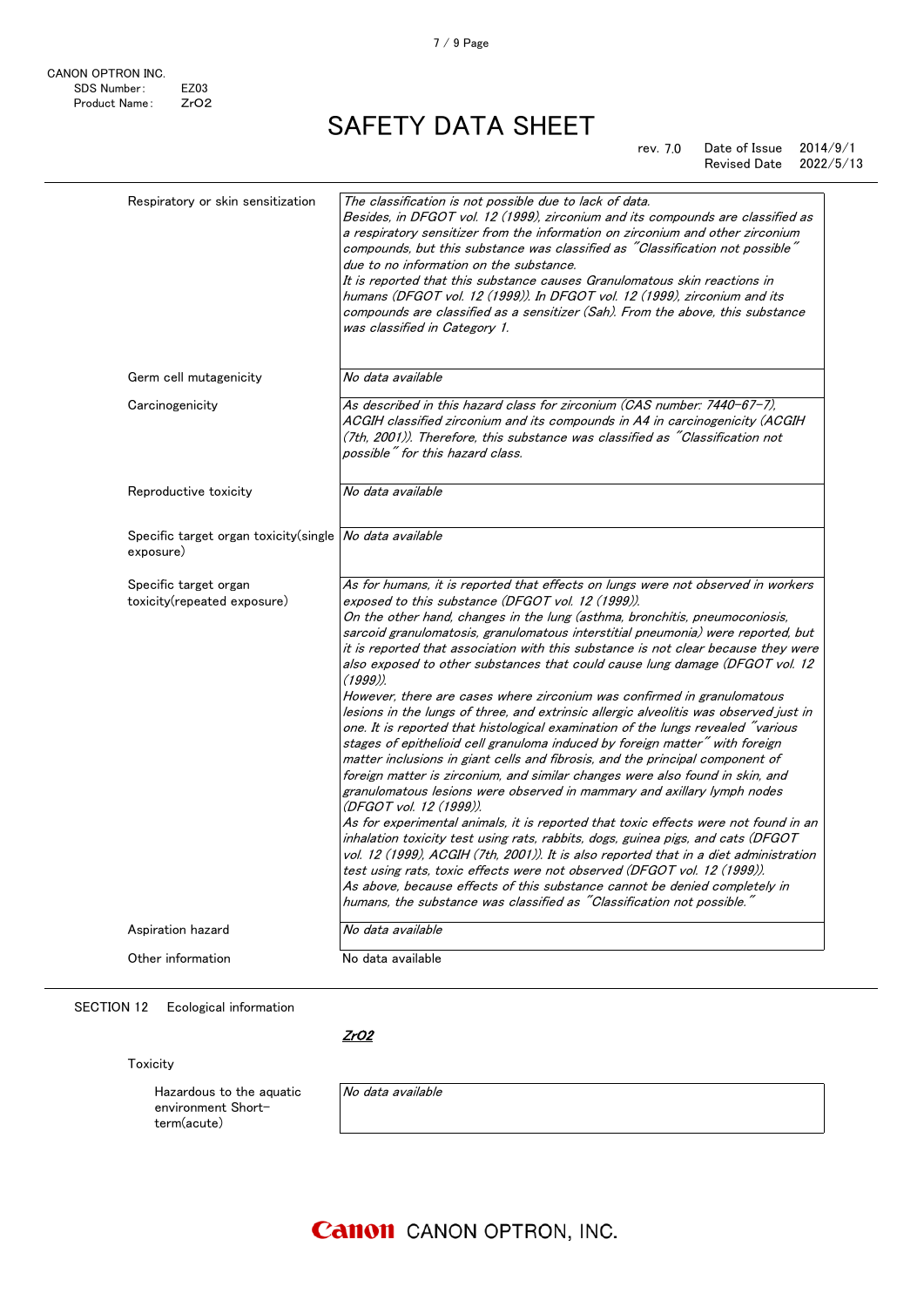| | |
|---|---|
| Respiratory or skin sensitization | *The classification is not possible due to lack of data. Besides, in DFGOT vol. 12 (1999), zirconium and its compounds are classified as a respiratory sensitizer from the information on zirconium and other zirconium compounds, but this substance was classified as "Classification not possible" due to no information on the substance. It is reported that this substance causes Granulomatous skin reactions in humans (DFGOT vol. 12 (1999)). In DFGOT vol. 12 (1999), zirconium and its compounds are classified as a sensitizer (Sah). From the above, this substance was classified in Category 1.* |
| Germ cell mutagenicity | *No data available* |
| Carcinogenicity | *As described in this hazard class for zirconium (CAS number: 7440-67-7), ACGIH classified zirconium and its compounds in A4 in carcinogenicity (ACGIH (7th, 2001)). Therefore, this substance was classified as "Classification not possible" for this hazard class.* |
| Reproductive toxicity | *No data available* |
| Specific target organ toxicity(single exposure) | *No data available* |
| Specific target organ toxicity(repeated exposure) | *As for humans, it is reported that effects on lungs were not observed in workers exposed to this substance (DFGOT vol. 12 (1999)). On the other hand, changes in the lung (asthma, bronchitis, pneumoconiosis, sarcoid granulomatosis, granulomatous interstitial pneumonia) were reported, but it is reported that association with this substance is not clear because they were also exposed to other substances that could cause lung damage (DFGOT vol. 12 (1999)). However, there are cases where zirconium was confirmed in granulomatous lesions in the lungs of three, and extrinsic allergic alveolitis was observed just in one. It is reported that histological examination of the lungs revealed "various stages of epithelioid cell granuloma induced by foreign matter" with foreign matter inclusions in giant cells and fibrosis, and the principal component of foreign matter is zirconium, and similar changes were also found in skin, and granulomatous lesions were observed in mammary and axillary lymph nodes (DFGOT vol. 12 (1999)). As for experimental animals, it is reported that toxic effects were not found in an inhalation toxicity test using rats, rabbits, dogs, guinea pigs, and cats (DFGOT vol. 12 (1999), ACGIH (7th, 2001)). It is also reported that in a diet administration test using rats, toxic effects were not observed (DFGOT vol. 12 (1999)). As above, because effects of this substance cannot be denied completely in humans, the substance was classified as "Classification not possible."* |
| Aspiration hazard | *No data available* |
| Other information | No data available |

SECTION 12 Ecological information

***ZrO2***

Toxicity

| | |
|---|---|
| Hazardous to the aquatic environment Short-term(acute) | *No data available* |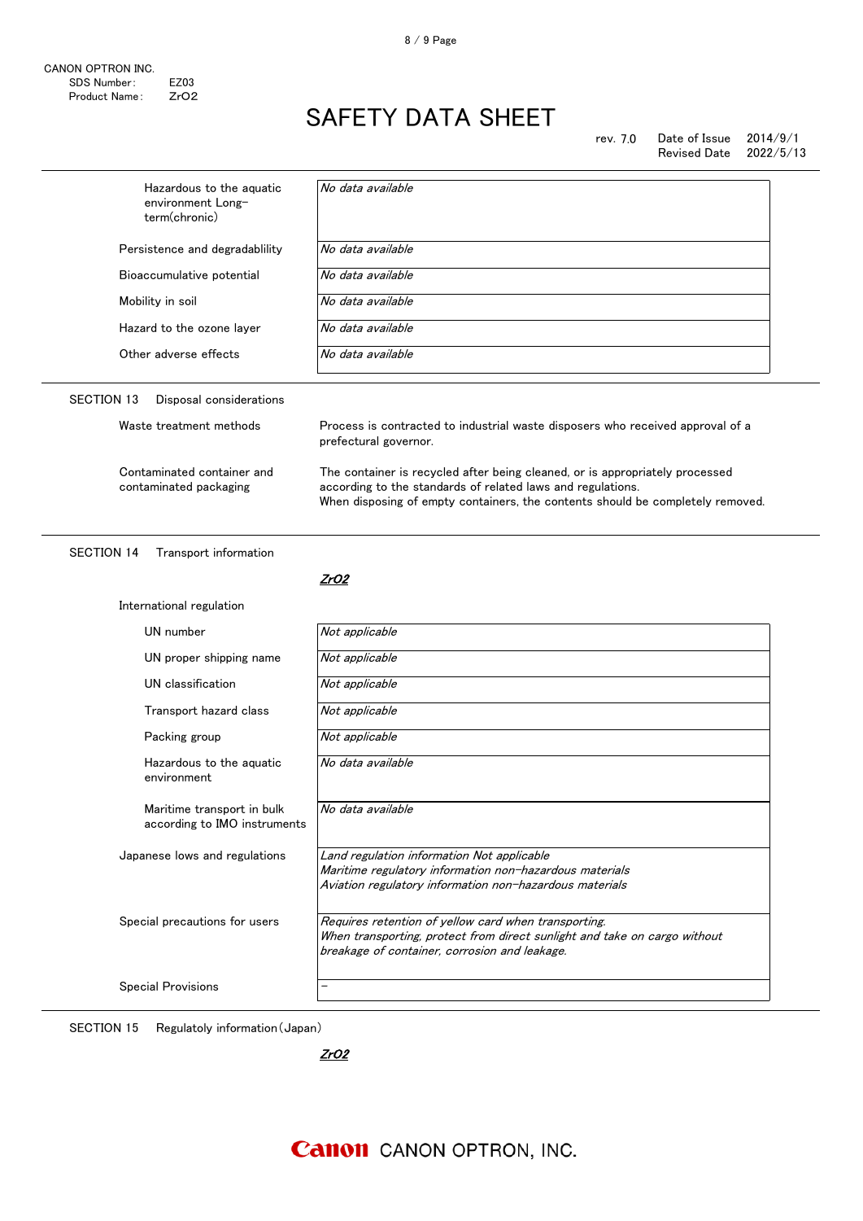| | |
|---|---|
| Hazardous to the aquatic environment Long-term(chronic) | *No data available* |
| Persistence and degradablility | *No data available* |
| Bioaccumulative potential | *No data available* |
| Mobility in soil | *No data available* |
| Hazard to the ozone layer | *No data available* |
| Other adverse effects | *No data available* |

## SECTION 13 Disposal considerations

| | |
|---|---|
| Waste treatment methods | Process is contracted to industrial waste disposers who received approval of a prefectural governor. |
| Contaminated container and contaminated packaging | The container is recycled after being cleaned, or is appropriately processed according to the standards of related laws and regulations. When disposing of empty containers, the contents should be completely removed. |

## SECTION 14 Transport information

***ZrO2***

International regulation

| | |
|---|---|
| UN number | *Not applicable* |
| UN proper shipping name | *Not applicable* |
| UN classification | *Not applicable* |
| Transport hazard class | *Not applicable* |
| Packing group | *Not applicable* |
| Hazardous to the aquatic environment | *No data available* |
| Maritime transport in bulk according to IMO instruments | *No data available* |
| Japanese lows and regulations | *Land regulation information Not applicable*<br>*Maritime regulatory information non-hazardous materials*<br>*Aviation regulatory information non-hazardous materials* |
| Special precautions for users | *Requires retention of yellow card when transporting.*<br>*When transporting, protect from direct sunlight and take on cargo without breakage of container, corrosion and leakage.* |
| Special Provisions | – |

## SECTION 15 Regulatoly information(Japan)

***ZrO2***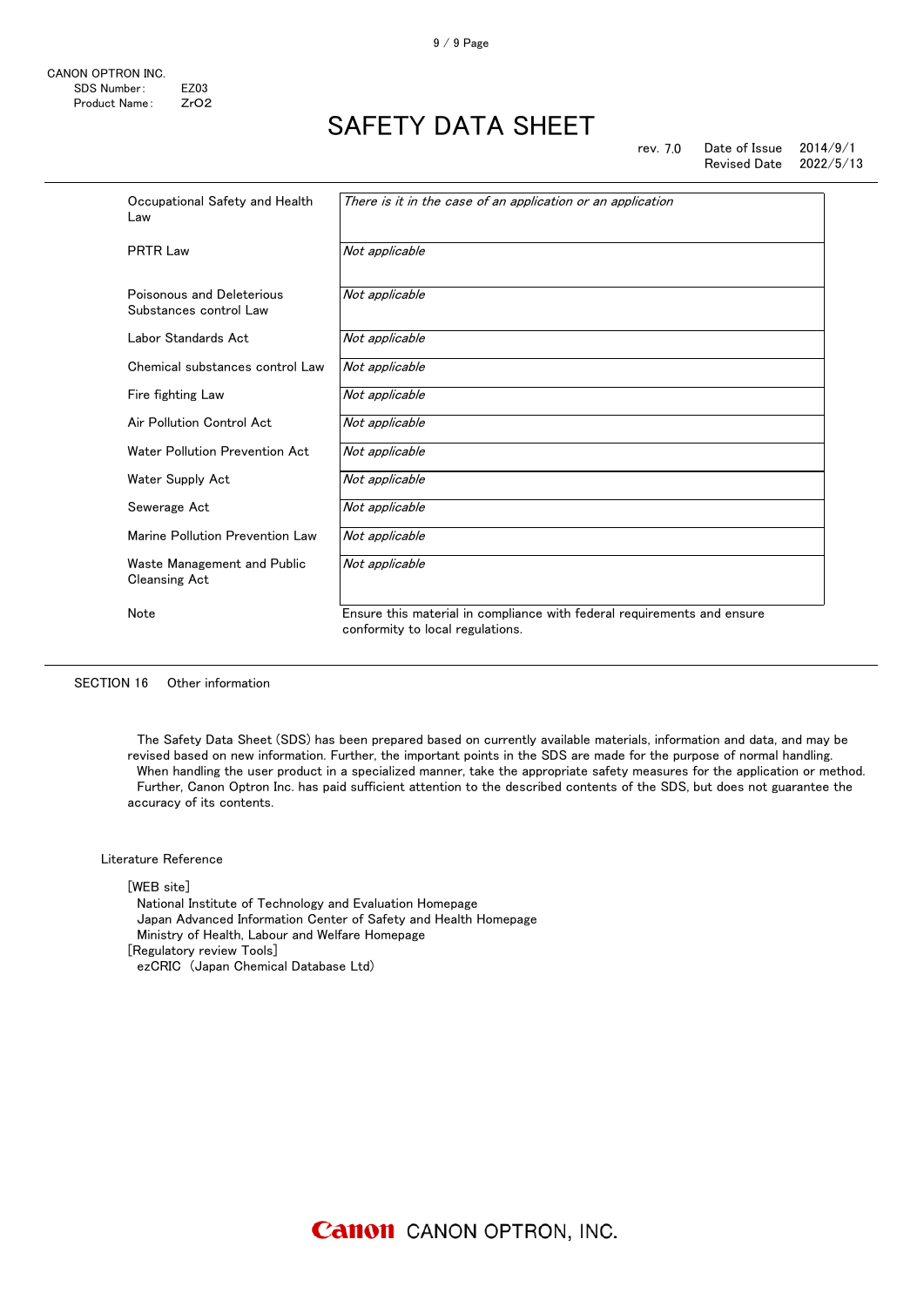CANON OPTRON INC.
SDS Number: EZ03
Product Name: $ZrO_2$

# SAFETY DATA SHEET

rev. 7.0 Date of Issue 2014/9/1
Revised Date 2022/5/13

| | |
|---|---|
| Occupational Safety and Health Law | *There is it in the case of an application or an application* |
| PRTR Law | *Not applicable* |
| Poisonous and Deleterious Substances control Law | *Not applicable* |
| Labor Standards Act | *Not applicable* |
| Chemical substances control Law | *Not applicable* |
| Fire fighting Law | *Not applicable* |
| Air Pollution Control Act | *Not applicable* |
| Water Pollution Prevention Act | *Not applicable* |
| Water Supply Act | *Not applicable* |
| Sewerage Act | *Not applicable* |
| Marine Pollution Prevention Law | *Not applicable* |
| Waste Management and Public Cleansing Act | *Not applicable* |
| Note | Ensure this material in compliance with federal requirements and ensure conformity to local regulations. |

## SECTION 16 Other information

The Safety Data Sheet (SDS) has been prepared based on currently available materials, information and data, and may be revised based on new information. Further, the important points in the SDS are made for the purpose of normal handling.
When handling the user product in a specialized manner, take the appropriate safety measures for the application or method.
Further, Canon Optron Inc. has paid sufficient attention to the described contents of the SDS, but does not guarantee the accuracy of its contents.

Literature Reference

[WEB site]
National Institute of Technology and Evaluation Homepage
Japan Advanced Information Center of Safety and Health Homepage
Ministry of Health, Labour and Welfare Homepage
[Regulatory review Tools]
ezCRIC（Japan Chemical Database Ltd）

Canon CANON OPTRON, INC.